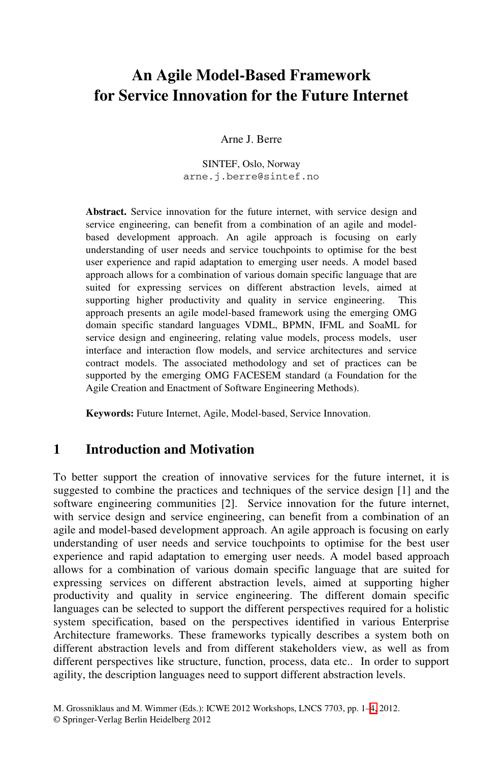# An Agile Model-Based Framework for Service Innovation for the Future Internet

Arne J. Berre

SINTEF, Oslo, Norway
arne.j.berre@sintef.no

**Abstract.** Service innovation for the future internet, with service design and service engineering, can benefit from a combination of an agile and model-based development approach. An agile approach is focusing on early understanding of user needs and service touchpoints to optimise for the best user experience and rapid adaptation to emerging user needs. A model based approach allows for a combination of various domain specific language that are suited for expressing services on different abstraction levels, aimed at supporting higher productivity and quality in service engineering. This approach presents an agile model-based framework using the emerging OMG domain specific standard languages VDML, BPMN, IFML and SoaML for service design and engineering, relating value models, process models, user interface and interaction flow models, and service architectures and service contract models. The associated methodology and set of practices can be supported by the emerging OMG FACESEM standard (a Foundation for the Agile Creation and Enactment of Software Engineering Methods).

**Keywords:** Future Internet, Agile, Model-based, Service Innovation.

## 1 Introduction and Motivation

To better support the creation of innovative services for the future internet, it is suggested to combine the practices and techniques of the service design [1] and the software engineering communities [2]. Service innovation for the future internet, with service design and service engineering, can benefit from a combination of an agile and model-based development approach. An agile approach is focusing on early understanding of user needs and service touchpoints to optimise for the best user experience and rapid adaptation to emerging user needs. A model based approach allows for a combination of various domain specific language that are suited for expressing services on different abstraction levels, aimed at supporting higher productivity and quality in service engineering. The different domain specific languages can be selected to support the different perspectives required for a holistic system specification, based on the perspectives identified in various Enterprise Architecture frameworks. These frameworks typically describes a system both on different abstraction levels and from different stakeholders view, as well as from different perspectives like structure, function, process, data etc.. In order to support agility, the description languages need to support different abstraction levels.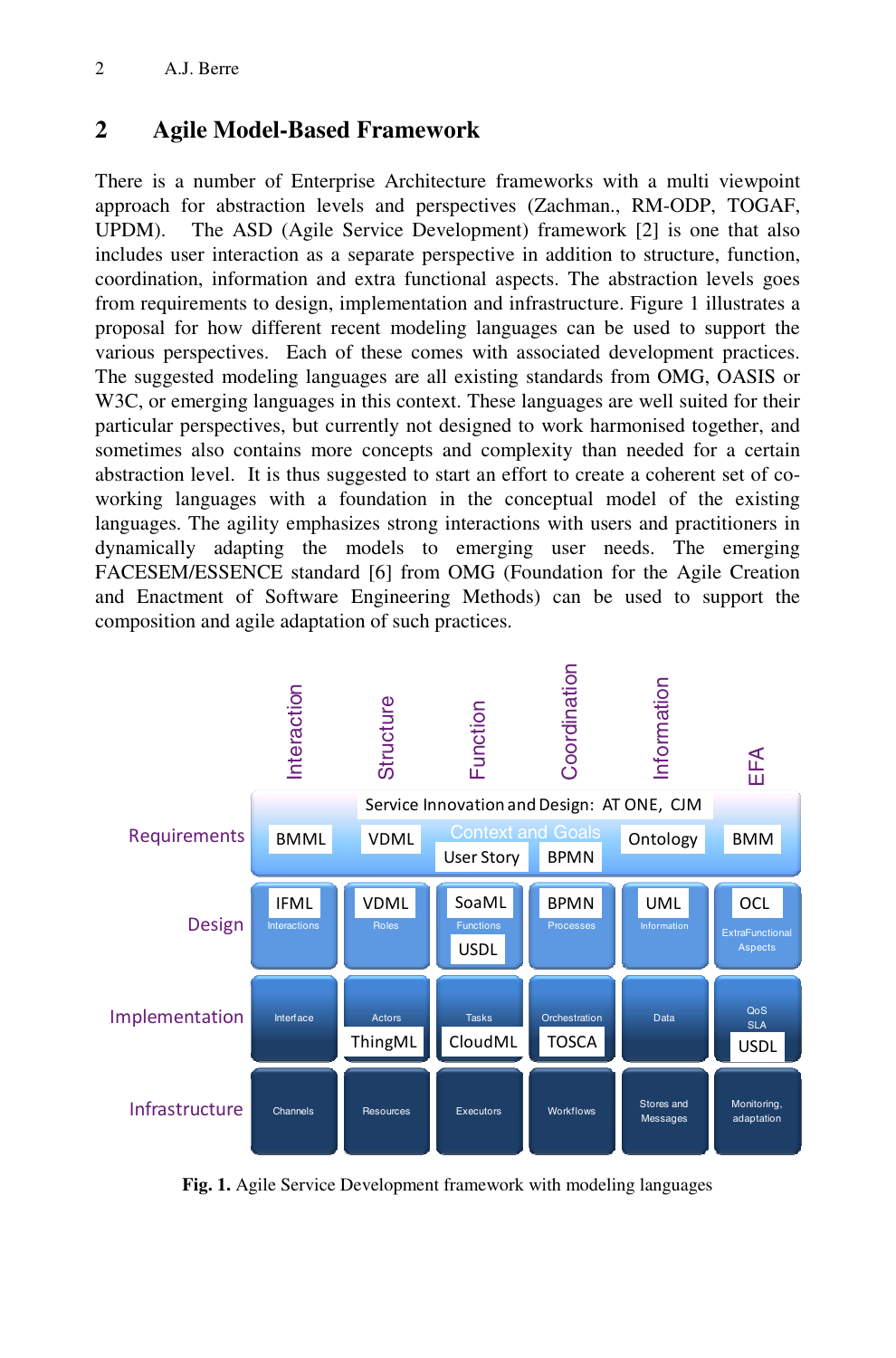## 2 Agile Model-Based Framework

There is a number of Enterprise Architecture frameworks with a multi viewpoint approach for abstraction levels and perspectives (Zachman., RM-ODP, TOGAF, UPDM). The ASD (Agile Service Development) framework [2] is one that also includes user interaction as a separate perspective in addition to structure, function, coordination, information and extra functional aspects. The abstraction levels goes from requirements to design, implementation and infrastructure. Figure 1 illustrates a proposal for how different recent modeling languages can be used to support the various perspectives. Each of these comes with associated development practices. The suggested modeling languages are all existing standards from OMG, OASIS or W3C, or emerging languages in this context. These languages are well suited for their particular perspectives, but currently not designed to work harmonised together, and sometimes also contains more concepts and complexity than needed for a certain abstraction level. It is thus suggested to start an effort to create a coherent set of co-working languages with a foundation in the conceptual model of the existing languages. The agility emphasizes strong interactions with users and practitioners in dynamically adapting the models to emerging user needs. The emerging FACESEM/ESSENCE standard [6] from OMG (Foundation for the Agile Creation and Enactment of Software Engineering Methods) can be used to support the composition and agile adaptation of such practices.

| | Interaction | Structure | Function | Coordination | Information | EFA |
|---|---|---|---|---|---|---|
| | Service Innovation and Design: AT ONE, CJM | | Context and Goals | | | |
| Requirements | BMML | VDML | User Story | BPMN | Ontology | BMM |
| Design | IFML Interactions | VDML Roles | SoaML Functions USDL | BPMN Processes | UML Information | OCL ExtraFunctional Aspects |
| Implementation | Interface | Actors ThingML | Tasks CloudML | Orchestration TOSCA | Data | QoS SLA USDL |
| Infrastructure | Channels | Resources | Executors | Workflows | Stores and Messages | Monitoring, adaptation |

**Fig. 1.** Agile Service Development framework with modeling languages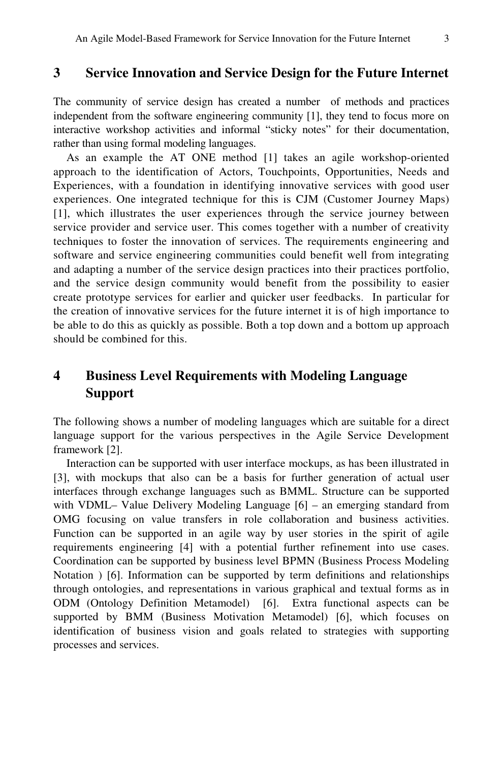## 3 Service Innovation and Service Design for the Future Internet

The community of service design has created a number of methods and practices independent from the software engineering community [1], they tend to focus more on interactive workshop activities and informal "sticky notes" for their documentation, rather than using formal modeling languages.

As an example the AT ONE method [1] takes an agile workshop-oriented approach to the identification of Actors, Touchpoints, Opportunities, Needs and Experiences, with a foundation in identifying innovative services with good user experiences. One integrated technique for this is CJM (Customer Journey Maps) [1], which illustrates the user experiences through the service journey between service provider and service user. This comes together with a number of creativity techniques to foster the innovation of services. The requirements engineering and software and service engineering communities could benefit well from integrating and adapting a number of the service design practices into their practices portfolio, and the service design community would benefit from the possibility to easier create prototype services for earlier and quicker user feedbacks. In particular for the creation of innovative services for the future internet it is of high importance to be able to do this as quickly as possible. Both a top down and a bottom up approach should be combined for this.

## 4 Business Level Requirements with Modeling Language Support

The following shows a number of modeling languages which are suitable for a direct language support for the various perspectives in the Agile Service Development framework [2].

Interaction can be supported with user interface mockups, as has been illustrated in [3], with mockups that also can be a basis for further generation of actual user interfaces through exchange languages such as BMML. Structure can be supported with VDML– Value Delivery Modeling Language [6] – an emerging standard from OMG focusing on value transfers in role collaboration and business activities. Function can be supported in an agile way by user stories in the spirit of agile requirements engineering [4] with a potential further refinement into use cases. Coordination can be supported by business level BPMN (Business Process Modeling Notation ) [6]. Information can be supported by term definitions and relationships through ontologies, and representations in various graphical and textual forms as in ODM (Ontology Definition Metamodel) [6]. Extra functional aspects can be supported by BMM (Business Motivation Metamodel) [6], which focuses on identification of business vision and goals related to strategies with supporting processes and services.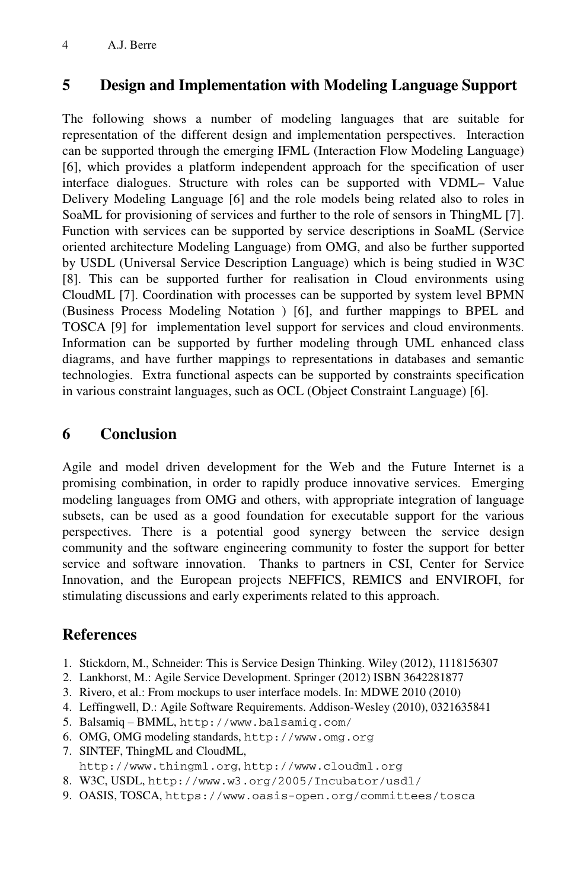## 5 Design and Implementation with Modeling Language Support

The following shows a number of modeling languages that are suitable for representation of the different design and implementation perspectives. Interaction can be supported through the emerging IFML (Interaction Flow Modeling Language) [6], which provides a platform independent approach for the specification of user interface dialogues. Structure with roles can be supported with VDML– Value Delivery Modeling Language [6] and the role models being related also to roles in SoaML for provisioning of services and further to the role of sensors in ThingML [7]. Function with services can be supported by service descriptions in SoaML (Service oriented architecture Modeling Language) from OMG, and also be further supported by USDL (Universal Service Description Language) which is being studied in W3C [8]. This can be supported further for realisation in Cloud environments using CloudML [7]. Coordination with processes can be supported by system level BPMN (Business Process Modeling Notation ) [6], and further mappings to BPEL and TOSCA [9] for implementation level support for services and cloud environments. Information can be supported by further modeling through UML enhanced class diagrams, and have further mappings to representations in databases and semantic technologies. Extra functional aspects can be supported by constraints specification in various constraint languages, such as OCL (Object Constraint Language) [6].

## 6 Conclusion

Agile and model driven development for the Web and the Future Internet is a promising combination, in order to rapidly produce innovative services. Emerging modeling languages from OMG and others, with appropriate integration of language subsets, can be used as a good foundation for executable support for the various perspectives. There is a potential good synergy between the service design community and the software engineering community to foster the support for better service and software innovation. Thanks to partners in CSI, Center for Service Innovation, and the European projects NEFFICS, REMICS and ENVIROFI, for stimulating discussions and early experiments related to this approach.

## References

1. Stickdorn, M., Schneider: This is Service Design Thinking. Wiley (2012), 1118156307
2. Lankhorst, M.: Agile Service Development. Springer (2012) ISBN 3642281877
3. Rivero, et al.: From mockups to user interface models. In: MDWE 2010 (2010)
4. Leffingwell, D.: Agile Software Requirements. Addison-Wesley (2010), 0321635841
5. Balsamiq – BMML, http://www.balsamiq.com/
6. OMG, OMG modeling standards, http://www.omg.org
7. SINTEF, ThingML and CloudML, http://www.thingml.org, http://www.cloudml.org
8. W3C, USDL, http://www.w3.org/2005/Incubator/usdl/
9. OASIS, TOSCA, https://www.oasis-open.org/committees/tosca